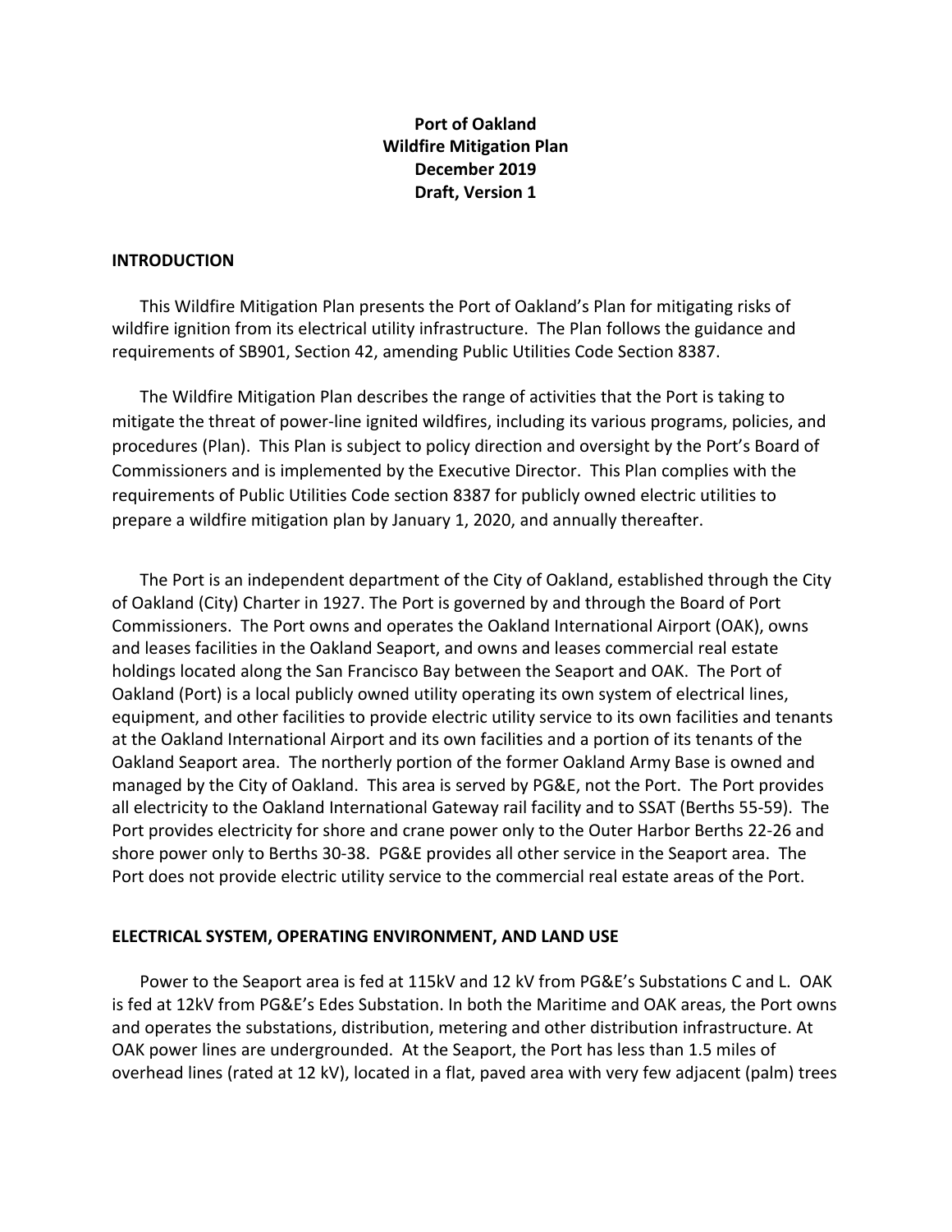**Port of Oakland**
**Wildfire Mitigation Plan**
**December 2019**
**Draft, Version 1**

## INTRODUCTION

This Wildfire Mitigation Plan presents the Port of Oakland's Plan for mitigating risks of wildfire ignition from its electrical utility infrastructure. The Plan follows the guidance and requirements of SB901, Section 42, amending Public Utilities Code Section 8387.

The Wildfire Mitigation Plan describes the range of activities that the Port is taking to mitigate the threat of power-line ignited wildfires, including its various programs, policies, and procedures (Plan). This Plan is subject to policy direction and oversight by the Port's Board of Commissioners and is implemented by the Executive Director. This Plan complies with the requirements of Public Utilities Code section 8387 for publicly owned electric utilities to prepare a wildfire mitigation plan by January 1, 2020, and annually thereafter.

The Port is an independent department of the City of Oakland, established through the City of Oakland (City) Charter in 1927. The Port is governed by and through the Board of Port Commissioners. The Port owns and operates the Oakland International Airport (OAK), owns and leases facilities in the Oakland Seaport, and owns and leases commercial real estate holdings located along the San Francisco Bay between the Seaport and OAK. The Port of Oakland (Port) is a local publicly owned utility operating its own system of electrical lines, equipment, and other facilities to provide electric utility service to its own facilities and tenants at the Oakland International Airport and its own facilities and a portion of its tenants of the Oakland Seaport area. The northerly portion of the former Oakland Army Base is owned and managed by the City of Oakland. This area is served by PG&E, not the Port. The Port provides all electricity to the Oakland International Gateway rail facility and to SSAT (Berths 55-59). The Port provides electricity for shore and crane power only to the Outer Harbor Berths 22-26 and shore power only to Berths 30-38. PG&E provides all other service in the Seaport area. The Port does not provide electric utility service to the commercial real estate areas of the Port.

## ELECTRICAL SYSTEM, OPERATING ENVIRONMENT, AND LAND USE

Power to the Seaport area is fed at 115kV and 12 kV from PG&E's Substations C and L. OAK is fed at 12kV from PG&E's Edes Substation. In both the Maritime and OAK areas, the Port owns and operates the substations, distribution, metering and other distribution infrastructure. At OAK power lines are undergrounded. At the Seaport, the Port has less than 1.5 miles of overhead lines (rated at 12 kV), located in a flat, paved area with very few adjacent (palm) trees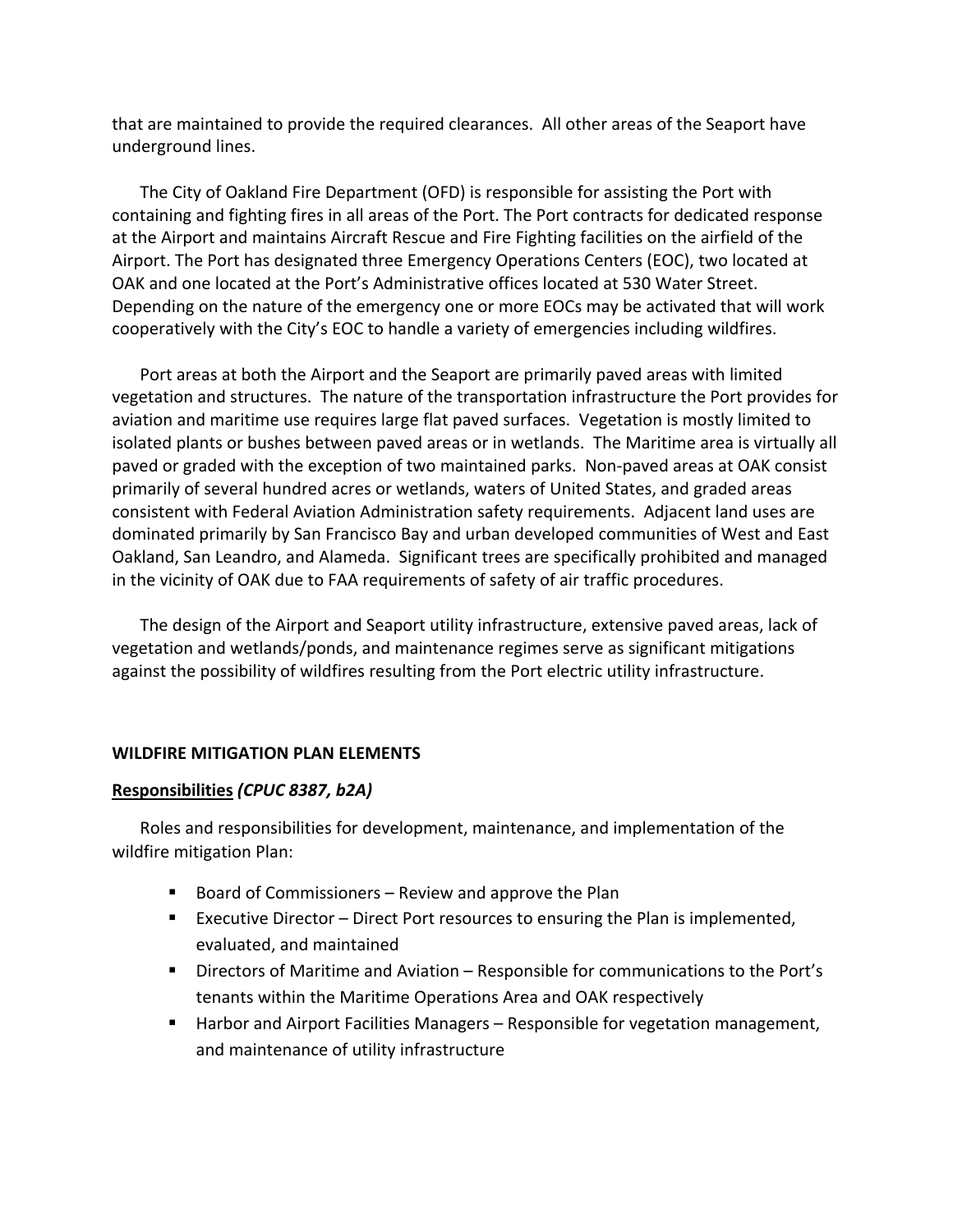that are maintained to provide the required clearances. All other areas of the Seaport have underground lines.

The City of Oakland Fire Department (OFD) is responsible for assisting the Port with containing and fighting fires in all areas of the Port. The Port contracts for dedicated response at the Airport and maintains Aircraft Rescue and Fire Fighting facilities on the airfield of the Airport. The Port has designated three Emergency Operations Centers (EOC), two located at OAK and one located at the Port's Administrative offices located at 530 Water Street. Depending on the nature of the emergency one or more EOCs may be activated that will work cooperatively with the City's EOC to handle a variety of emergencies including wildfires.

Port areas at both the Airport and the Seaport are primarily paved areas with limited vegetation and structures. The nature of the transportation infrastructure the Port provides for aviation and maritime use requires large flat paved surfaces. Vegetation is mostly limited to isolated plants or bushes between paved areas or in wetlands. The Maritime area is virtually all paved or graded with the exception of two maintained parks. Non-paved areas at OAK consist primarily of several hundred acres or wetlands, waters of United States, and graded areas consistent with Federal Aviation Administration safety requirements. Adjacent land uses are dominated primarily by San Francisco Bay and urban developed communities of West and East Oakland, San Leandro, and Alameda. Significant trees are specifically prohibited and managed in the vicinity of OAK due to FAA requirements of safety of air traffic procedures.

The design of the Airport and Seaport utility infrastructure, extensive paved areas, lack of vegetation and wetlands/ponds, and maintenance regimes serve as significant mitigations against the possibility of wildfires resulting from the Port electric utility infrastructure.

## WILDFIRE MITIGATION PLAN ELEMENTS

### Responsibilities *(CPUC 8387, b2A)*

Roles and responsibilities for development, maintenance, and implementation of the wildfire mitigation Plan:

- Board of Commissioners – Review and approve the Plan
- Executive Director – Direct Port resources to ensuring the Plan is implemented, evaluated, and maintained
- Directors of Maritime and Aviation – Responsible for communications to the Port's tenants within the Maritime Operations Area and OAK respectively
- Harbor and Airport Facilities Managers – Responsible for vegetation management, and maintenance of utility infrastructure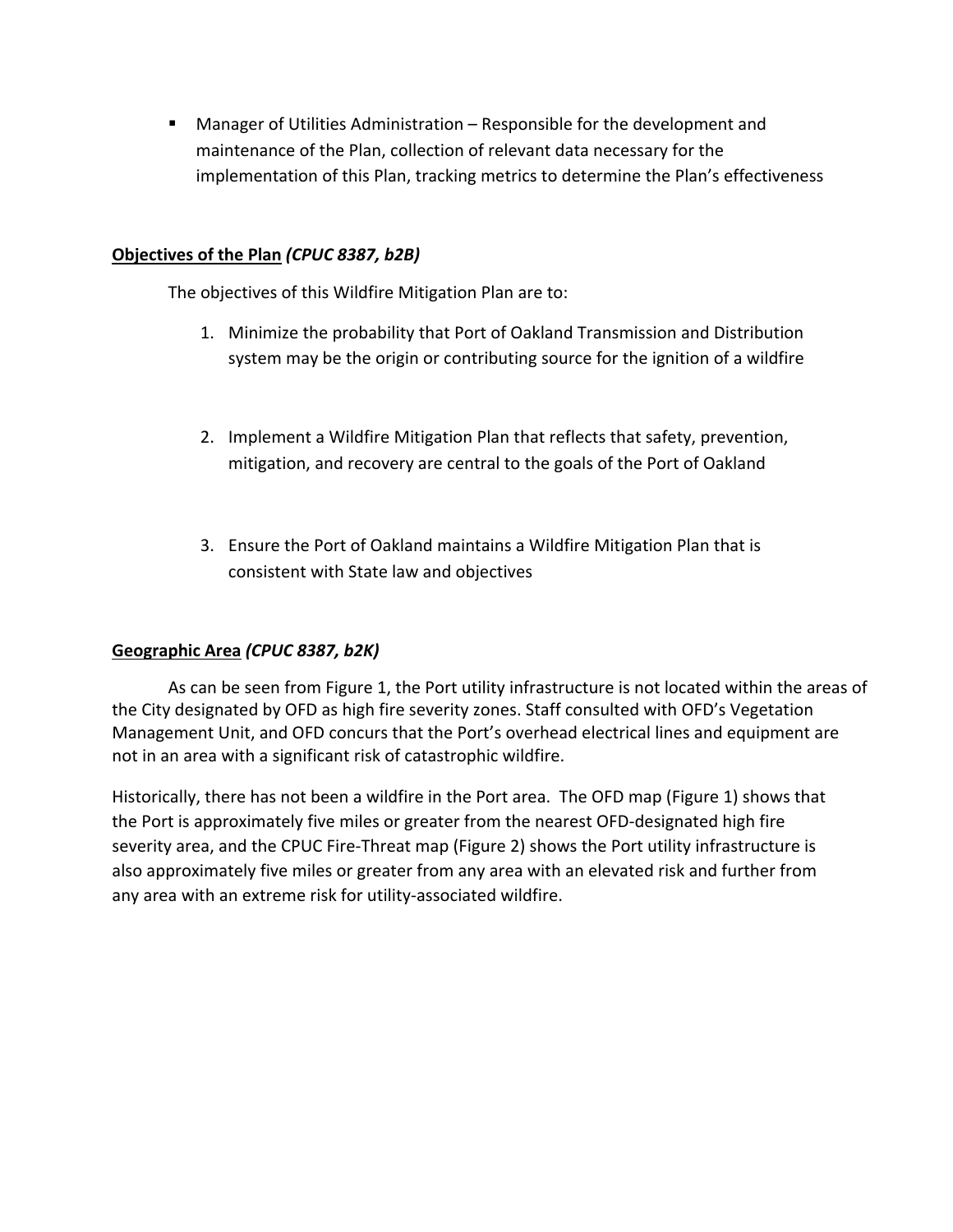- Manager of Utilities Administration – Responsible for the development and maintenance of the Plan, collection of relevant data necessary for the implementation of this Plan, tracking metrics to determine the Plan's effectiveness

## <u>Objectives of the Plan</u> *(CPUC 8387, b2B)*

The objectives of this Wildfire Mitigation Plan are to:

1. Minimize the probability that Port of Oakland Transmission and Distribution system may be the origin or contributing source for the ignition of a wildfire

2. Implement a Wildfire Mitigation Plan that reflects that safety, prevention, mitigation, and recovery are central to the goals of the Port of Oakland

3. Ensure the Port of Oakland maintains a Wildfire Mitigation Plan that is consistent with State law and objectives

## <u>Geographic Area</u> *(CPUC 8387, b2K)*

As can be seen from Figure 1, the Port utility infrastructure is not located within the areas of the City designated by OFD as high fire severity zones. Staff consulted with OFD's Vegetation Management Unit, and OFD concurs that the Port's overhead electrical lines and equipment are not in an area with a significant risk of catastrophic wildfire.

Historically, there has not been a wildfire in the Port area. The OFD map (Figure 1) shows that the Port is approximately five miles or greater from the nearest OFD-designated high fire severity area, and the CPUC Fire-Threat map (Figure 2) shows the Port utility infrastructure is also approximately five miles or greater from any area with an elevated risk and further from any area with an extreme risk for utility-associated wildfire.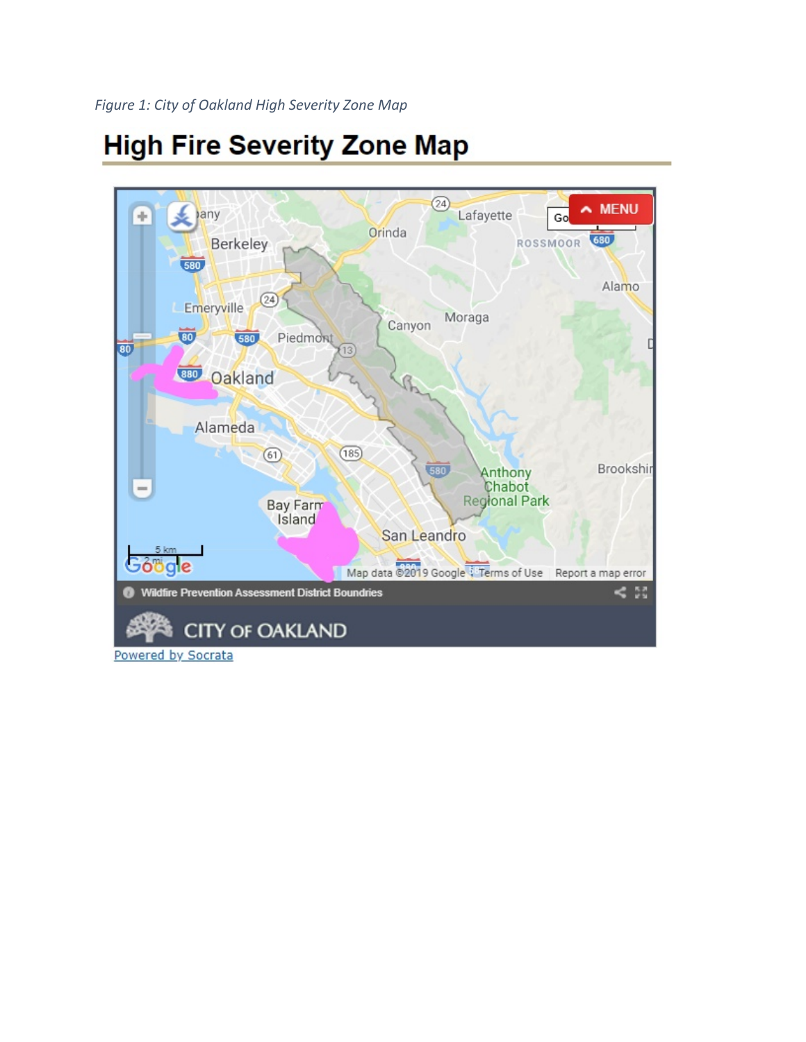*Figure 1: City of Oakland High Severity Zone Map*

# High Fire Severity Zone Map

Wildfire Prevention Assessment District Boundries

CITY OF OAKLAND

Powered by Socrata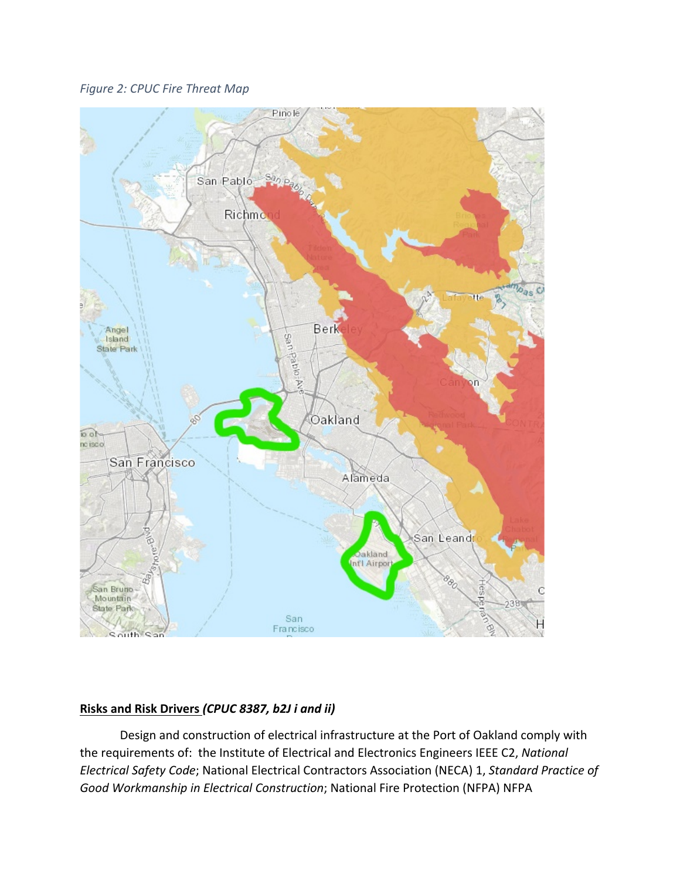*Figure 2: CPUC Fire Threat Map*

**Risks and Risk Drivers** ***(CPUC 8387, b2J i and ii)***

Design and construction of electrical infrastructure at the Port of Oakland comply with the requirements of: the Institute of Electrical and Electronics Engineers IEEE C2, *National Electrical Safety Code*; National Electrical Contractors Association (NECA) 1, *Standard Practice of Good Workmanship in Electrical Construction*; National Fire Protection (NFPA) NFPA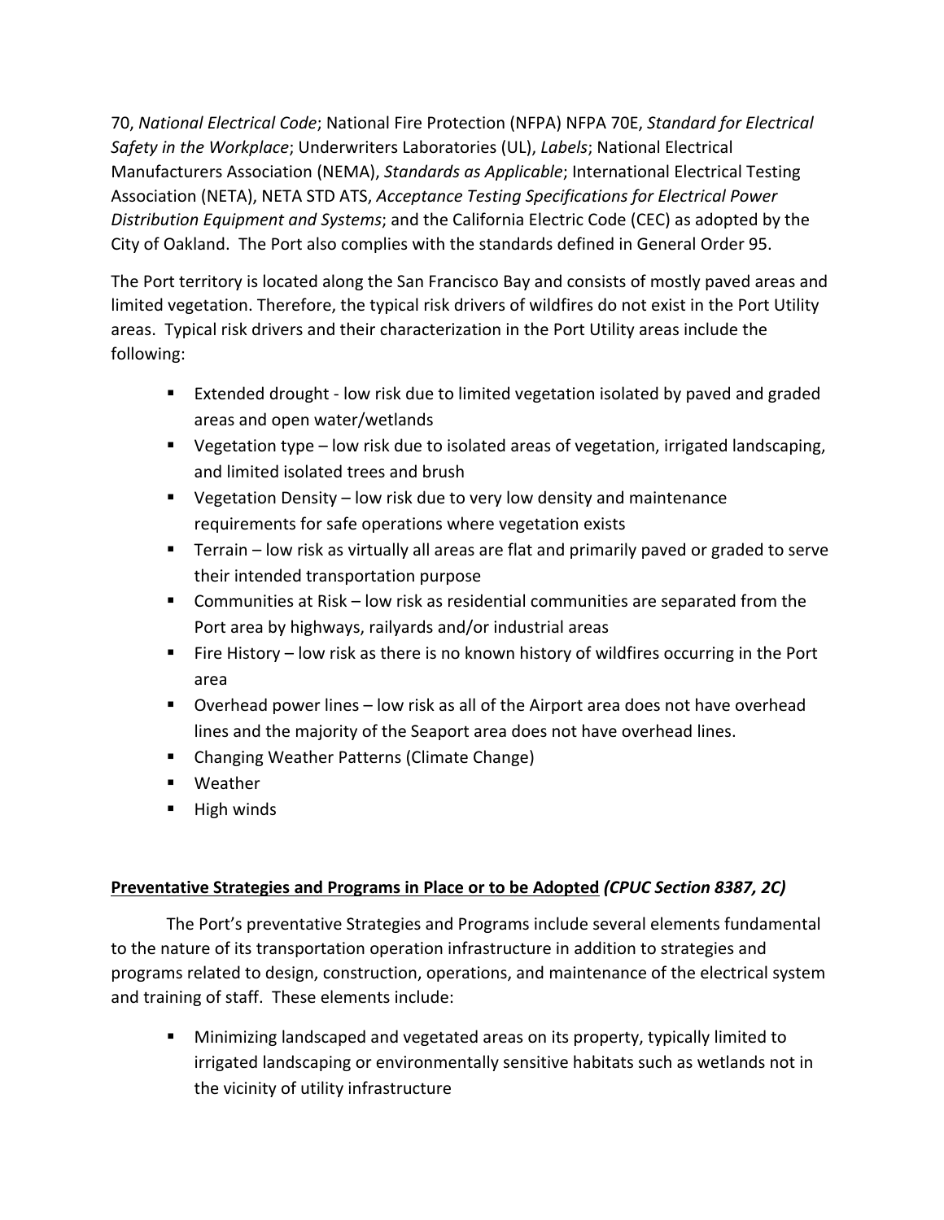70, *National Electrical Code*; National Fire Protection (NFPA) NFPA 70E, *Standard for Electrical Safety in the Workplace*; Underwriters Laboratories (UL), *Labels*; National Electrical Manufacturers Association (NEMA), *Standards as Applicable*; International Electrical Testing Association (NETA), NETA STD ATS, *Acceptance Testing Specifications for Electrical Power Distribution Equipment and Systems*; and the California Electric Code (CEC) as adopted by the City of Oakland. The Port also complies with the standards defined in General Order 95.

The Port territory is located along the San Francisco Bay and consists of mostly paved areas and limited vegetation. Therefore, the typical risk drivers of wildfires do not exist in the Port Utility areas. Typical risk drivers and their characterization in the Port Utility areas include the following:

- Extended drought - low risk due to limited vegetation isolated by paved and graded areas and open water/wetlands
- Vegetation type – low risk due to isolated areas of vegetation, irrigated landscaping, and limited isolated trees and brush
- Vegetation Density – low risk due to very low density and maintenance requirements for safe operations where vegetation exists
- Terrain – low risk as virtually all areas are flat and primarily paved or graded to serve their intended transportation purpose
- Communities at Risk – low risk as residential communities are separated from the Port area by highways, railyards and/or industrial areas
- Fire History – low risk as there is no known history of wildfires occurring in the Port area
- Overhead power lines – low risk as all of the Airport area does not have overhead lines and the majority of the Seaport area does not have overhead lines.
- Changing Weather Patterns (Climate Change)
- Weather
- High winds

## **Preventative Strategies and Programs in Place or to be Adopted** ***(CPUC Section 8387, 2C)***

The Port's preventative Strategies and Programs include several elements fundamental to the nature of its transportation operation infrastructure in addition to strategies and programs related to design, construction, operations, and maintenance of the electrical system and training of staff. These elements include:

- Minimizing landscaped and vegetated areas on its property, typically limited to irrigated landscaping or environmentally sensitive habitats such as wetlands not in the vicinity of utility infrastructure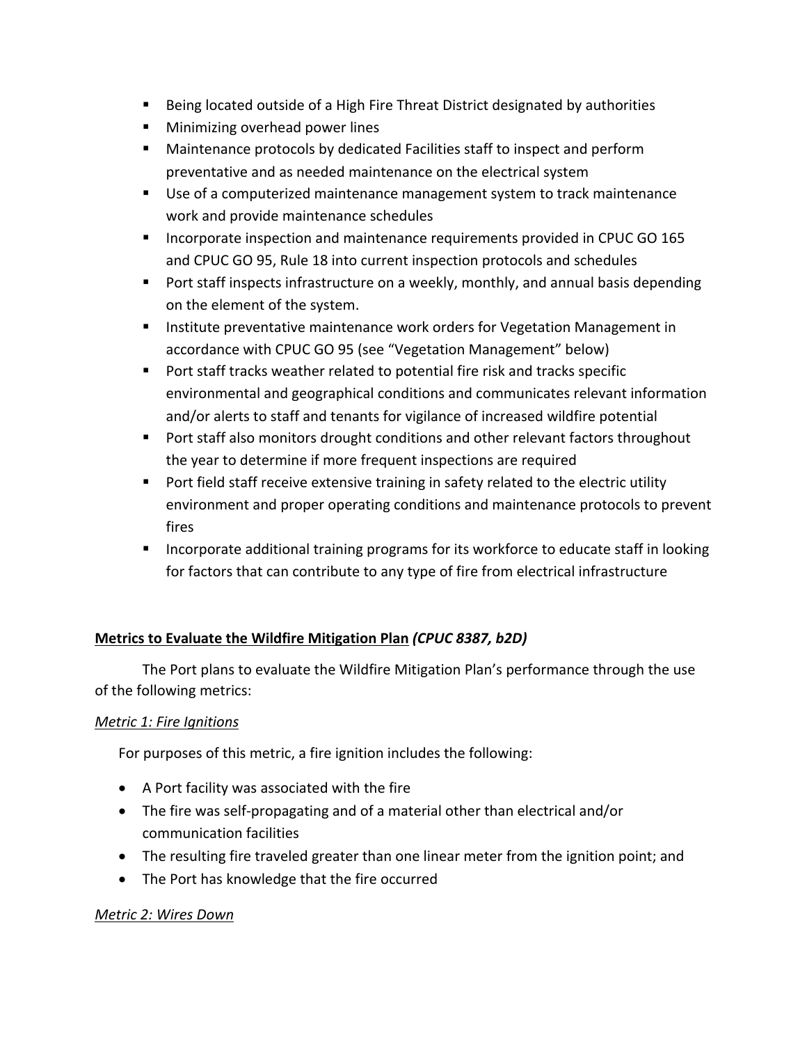- Being located outside of a High Fire Threat District designated by authorities
- Minimizing overhead power lines
- Maintenance protocols by dedicated Facilities staff to inspect and perform preventative and as needed maintenance on the electrical system
- Use of a computerized maintenance management system to track maintenance work and provide maintenance schedules
- Incorporate inspection and maintenance requirements provided in CPUC GO 165 and CPUC GO 95, Rule 18 into current inspection protocols and schedules
- Port staff inspects infrastructure on a weekly, monthly, and annual basis depending on the element of the system.
- Institute preventative maintenance work orders for Vegetation Management in accordance with CPUC GO 95 (see "Vegetation Management" below)
- Port staff tracks weather related to potential fire risk and tracks specific environmental and geographical conditions and communicates relevant information and/or alerts to staff and tenants for vigilance of increased wildfire potential
- Port staff also monitors drought conditions and other relevant factors throughout the year to determine if more frequent inspections are required
- Port field staff receive extensive training in safety related to the electric utility environment and proper operating conditions and maintenance protocols to prevent fires
- Incorporate additional training programs for its workforce to educate staff in looking for factors that can contribute to any type of fire from electrical infrastructure

**<u>Metrics to Evaluate the Wildfire Mitigation Plan</u>** ***(CPUC 8387, b2D)***

The Port plans to evaluate the Wildfire Mitigation Plan's performance through the use of the following metrics:

*<u>Metric 1: Fire Ignitions</u>*

For purposes of this metric, a fire ignition includes the following:

- A Port facility was associated with the fire
- The fire was self-propagating and of a material other than electrical and/or communication facilities
- The resulting fire traveled greater than one linear meter from the ignition point; and
- The Port has knowledge that the fire occurred

*<u>Metric 2: Wires Down</u>*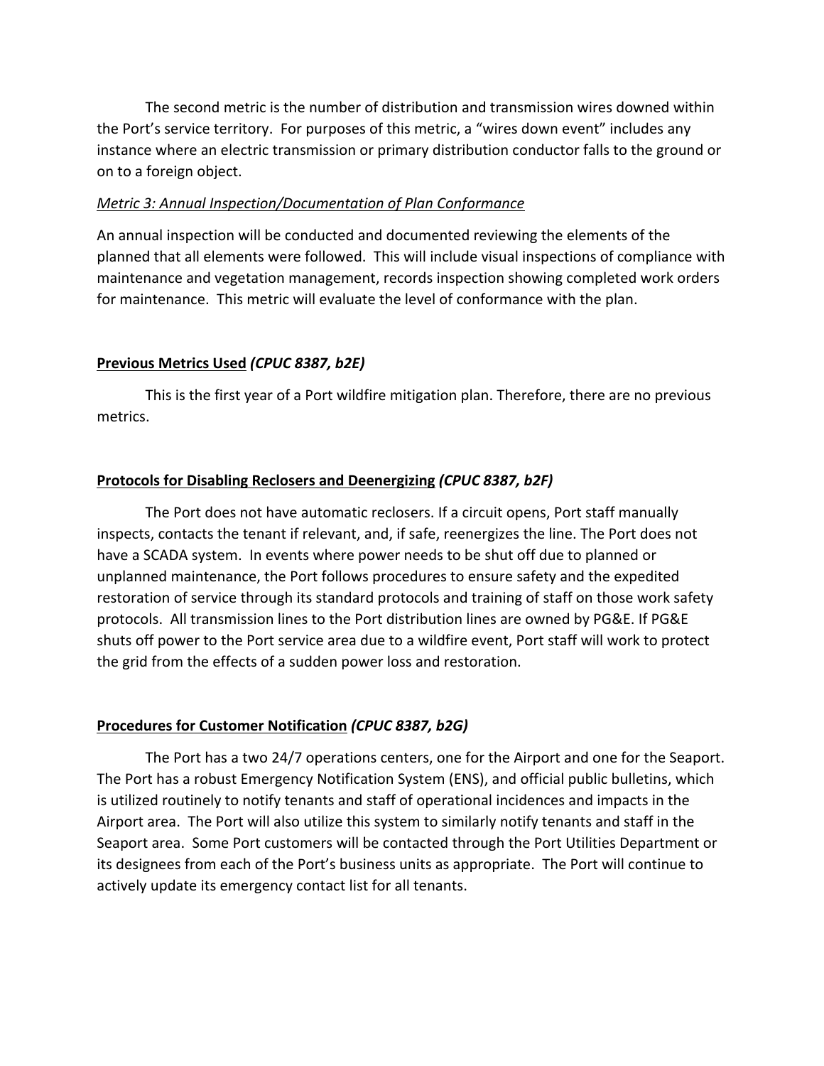The second metric is the number of distribution and transmission wires downed within the Port's service territory. For purposes of this metric, a "wires down event" includes any instance where an electric transmission or primary distribution conductor falls to the ground or on to a foreign object.

*Metric 3: Annual Inspection/Documentation of Plan Conformance*

An annual inspection will be conducted and documented reviewing the elements of the planned that all elements were followed. This will include visual inspections of compliance with maintenance and vegetation management, records inspection showing completed work orders for maintenance. This metric will evaluate the level of conformance with the plan.

**Previous Metrics Used** ***(CPUC 8387, b2E)***

This is the first year of a Port wildfire mitigation plan. Therefore, there are no previous metrics.

**Protocols for Disabling Reclosers and Deenergizing** ***(CPUC 8387, b2F)***

The Port does not have automatic reclosers. If a circuit opens, Port staff manually inspects, contacts the tenant if relevant, and, if safe, reenergizes the line. The Port does not have a SCADA system. In events where power needs to be shut off due to planned or unplanned maintenance, the Port follows procedures to ensure safety and the expedited restoration of service through its standard protocols and training of staff on those work safety protocols. All transmission lines to the Port distribution lines are owned by PG&E. If PG&E shuts off power to the Port service area due to a wildfire event, Port staff will work to protect the grid from the effects of a sudden power loss and restoration.

**Procedures for Customer Notification** ***(CPUC 8387, b2G)***

The Port has a two 24/7 operations centers, one for the Airport and one for the Seaport. The Port has a robust Emergency Notification System (ENS), and official public bulletins, which is utilized routinely to notify tenants and staff of operational incidences and impacts in the Airport area. The Port will also utilize this system to similarly notify tenants and staff in the Seaport area. Some Port customers will be contacted through the Port Utilities Department or its designees from each of the Port's business units as appropriate. The Port will continue to actively update its emergency contact list for all tenants.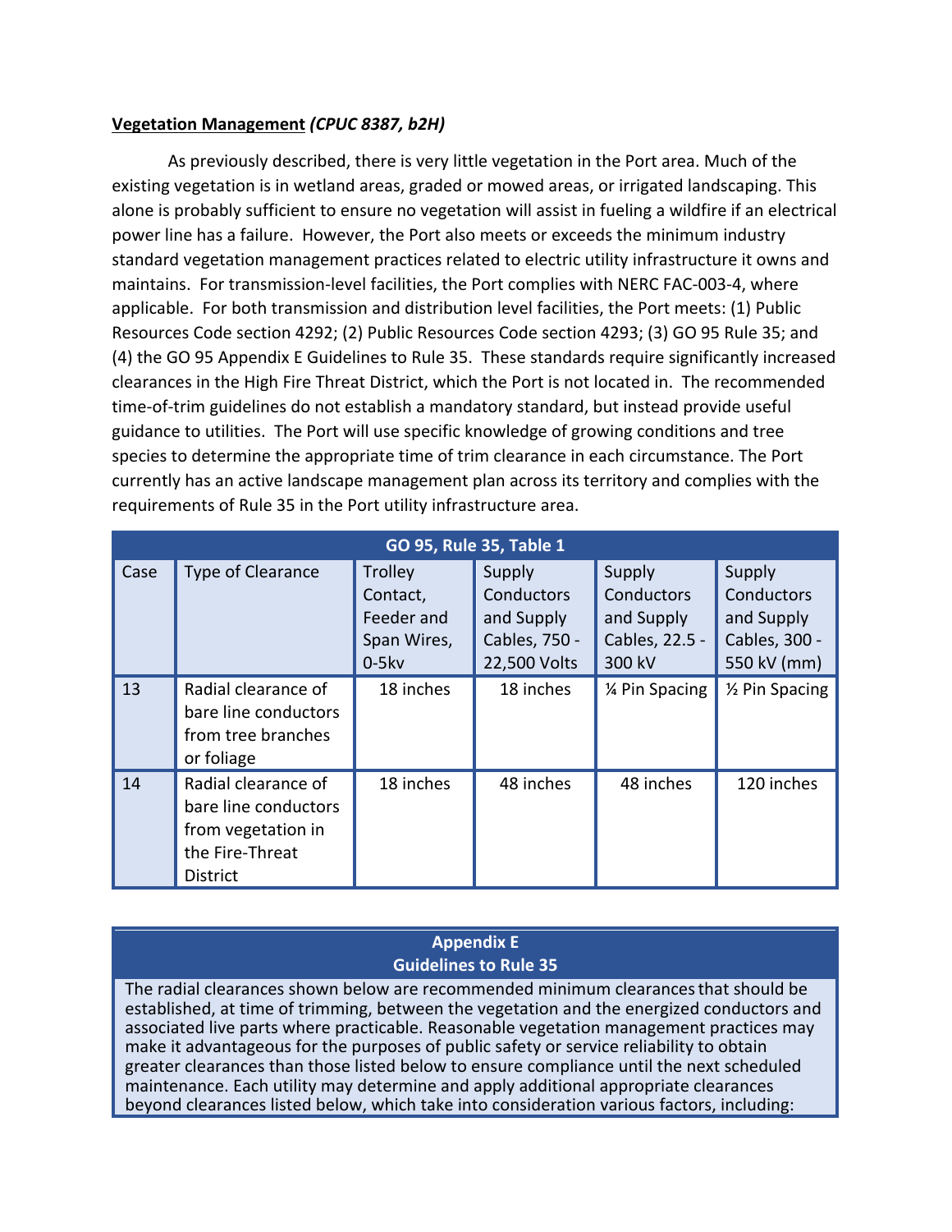**Vegetation Management** ***(CPUC 8387, b2H)***

As previously described, there is very little vegetation in the Port area. Much of the existing vegetation is in wetland areas, graded or mowed areas, or irrigated landscaping. This alone is probably sufficient to ensure no vegetation will assist in fueling a wildfire if an electrical power line has a failure. However, the Port also meets or exceeds the minimum industry standard vegetation management practices related to electric utility infrastructure it owns and maintains. For transmission-level facilities, the Port complies with NERC FAC-003-4, where applicable. For both transmission and distribution level facilities, the Port meets: (1) Public Resources Code section 4292; (2) Public Resources Code section 4293; (3) GO 95 Rule 35; and (4) the GO 95 Appendix E Guidelines to Rule 35. These standards require significantly increased clearances in the High Fire Threat District, which the Port is not located in. The recommended time-of-trim guidelines do not establish a mandatory standard, but instead provide useful guidance to utilities. The Port will use specific knowledge of growing conditions and tree species to determine the appropriate time of trim clearance in each circumstance. The Port currently has an active landscape management plan across its territory and complies with the requirements of Rule 35 in the Port utility infrastructure area.

| GO 95, Rule 35, Table 1 | | | | | |
|---|---|---|---|---|---|
| Case | Type of Clearance | Trolley Contact, Feeder and Span Wires, 0-5kv | Supply Conductors and Supply Cables, 750 - 22,500 Volts | Supply Conductors and Supply Cables, 22.5 - 300 kV | Supply Conductors and Supply Cables, 300 - 550 kV (mm) |
| 13 | Radial clearance of bare line conductors from tree branches or foliage | 18 inches | 18 inches | ¼ Pin Spacing | ½ Pin Spacing |
| 14 | Radial clearance of bare line conductors from vegetation in the Fire-Threat District | 18 inches | 48 inches | 48 inches | 120 inches |

| Appendix E<br>Guidelines to Rule 35 |
|---|
| The radial clearances shown below are recommended minimum clearances that should be established, at time of trimming, between the vegetation and the energized conductors and associated live parts where practicable. Reasonable vegetation management practices may make it advantageous for the purposes of public safety or service reliability to obtain greater clearances than those listed below to ensure compliance until the next scheduled maintenance. Each utility may determine and apply additional appropriate clearances beyond clearances listed below, which take into consideration various factors, including: |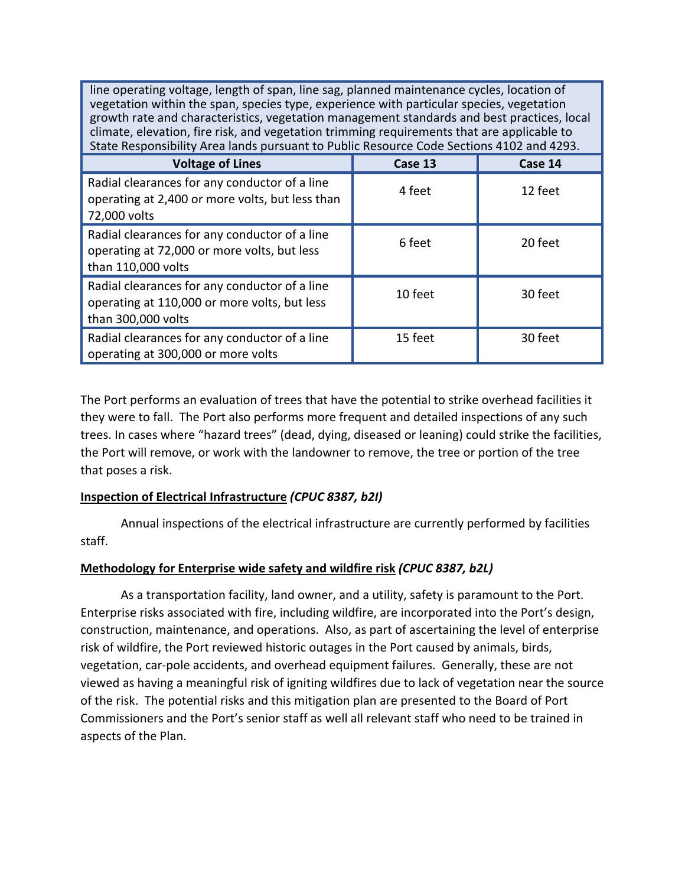| line operating voltage, length of span, line sag, planned maintenance cycles, location of vegetation within the span, species type, experience with particular species, vegetation growth rate and characteristics, vegetation management standards and best practices, local climate, elevation, fire risk, and vegetation trimming requirements that are applicable to State Responsibility Area lands pursuant to Public Resource Code Sections 4102 and 4293. | | |
|---|---|---|
| **Voltage of Lines** | **Case 13** | **Case 14** |
| Radial clearances for any conductor of a line operating at 2,400 or more volts, but less than 72,000 volts | 4 feet | 12 feet |
| Radial clearances for any conductor of a line operating at 72,000 or more volts, but less than 110,000 volts | 6 feet | 20 feet |
| Radial clearances for any conductor of a line operating at 110,000 or more volts, but less than 300,000 volts | 10 feet | 30 feet |
| Radial clearances for any conductor of a line operating at 300,000 or more volts | 15 feet | 30 feet |

The Port performs an evaluation of trees that have the potential to strike overhead facilities it they were to fall. The Port also performs more frequent and detailed inspections of any such trees. In cases where "hazard trees" (dead, dying, diseased or leaning) could strike the facilities, the Port will remove, or work with the landowner to remove, the tree or portion of the tree that poses a risk.

**Inspection of Electrical Infrastructure** ***(CPUC 8387, b2I)***

Annual inspections of the electrical infrastructure are currently performed by facilities staff.

**Methodology for Enterprise wide safety and wildfire risk** ***(CPUC 8387, b2L)***

As a transportation facility, land owner, and a utility, safety is paramount to the Port. Enterprise risks associated with fire, including wildfire, are incorporated into the Port's design, construction, maintenance, and operations. Also, as part of ascertaining the level of enterprise risk of wildfire, the Port reviewed historic outages in the Port caused by animals, birds, vegetation, car-pole accidents, and overhead equipment failures. Generally, these are not viewed as having a meaningful risk of igniting wildfires due to lack of vegetation near the source of the risk. The potential risks and this mitigation plan are presented to the Board of Port Commissioners and the Port's senior staff as well all relevant staff who need to be trained in aspects of the Plan.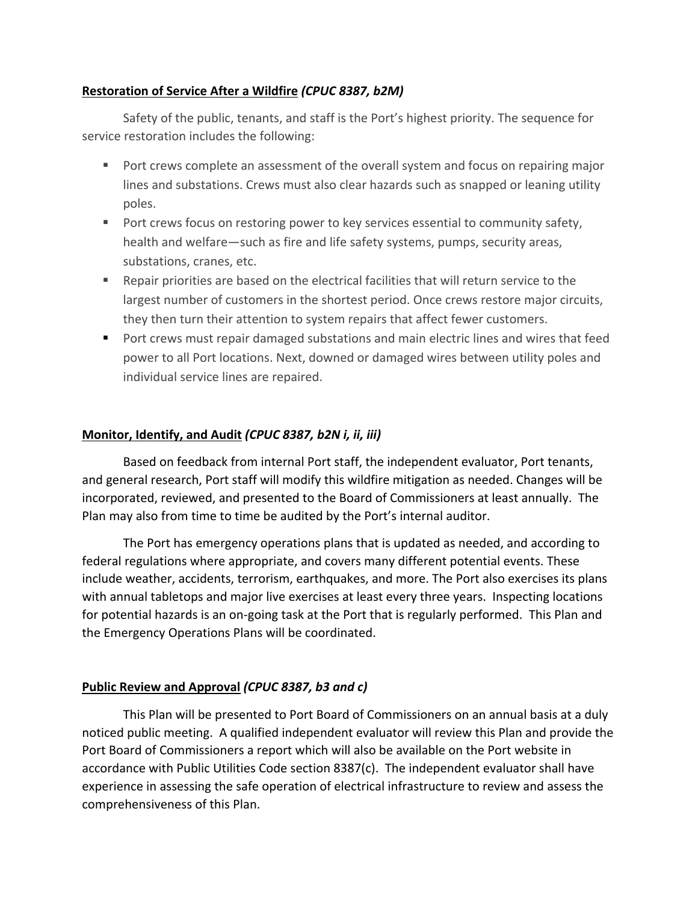**Restoration of Service After a Wildfire** *(CPUC 8387, b2M)*

Safety of the public, tenants, and staff is the Port's highest priority. The sequence for service restoration includes the following:

- Port crews complete an assessment of the overall system and focus on repairing major lines and substations. Crews must also clear hazards such as snapped or leaning utility poles.
- Port crews focus on restoring power to key services essential to community safety, health and welfare—such as fire and life safety systems, pumps, security areas, substations, cranes, etc.
- Repair priorities are based on the electrical facilities that will return service to the largest number of customers in the shortest period. Once crews restore major circuits, they then turn their attention to system repairs that affect fewer customers.
- Port crews must repair damaged substations and main electric lines and wires that feed power to all Port locations. Next, downed or damaged wires between utility poles and individual service lines are repaired.

**Monitor, Identify, and Audit** *(CPUC 8387, b2N i, ii, iii)*

Based on feedback from internal Port staff, the independent evaluator, Port tenants, and general research, Port staff will modify this wildfire mitigation as needed. Changes will be incorporated, reviewed, and presented to the Board of Commissioners at least annually. The Plan may also from time to time be audited by the Port's internal auditor.

The Port has emergency operations plans that is updated as needed, and according to federal regulations where appropriate, and covers many different potential events. These include weather, accidents, terrorism, earthquakes, and more. The Port also exercises its plans with annual tabletops and major live exercises at least every three years. Inspecting locations for potential hazards is an on-going task at the Port that is regularly performed. This Plan and the Emergency Operations Plans will be coordinated.

**Public Review and Approval** *(CPUC 8387, b3 and c)*

This Plan will be presented to Port Board of Commissioners on an annual basis at a duly noticed public meeting. A qualified independent evaluator will review this Plan and provide the Port Board of Commissioners a report which will also be available on the Port website in accordance with Public Utilities Code section 8387(c). The independent evaluator shall have experience in assessing the safe operation of electrical infrastructure to review and assess the comprehensiveness of this Plan.